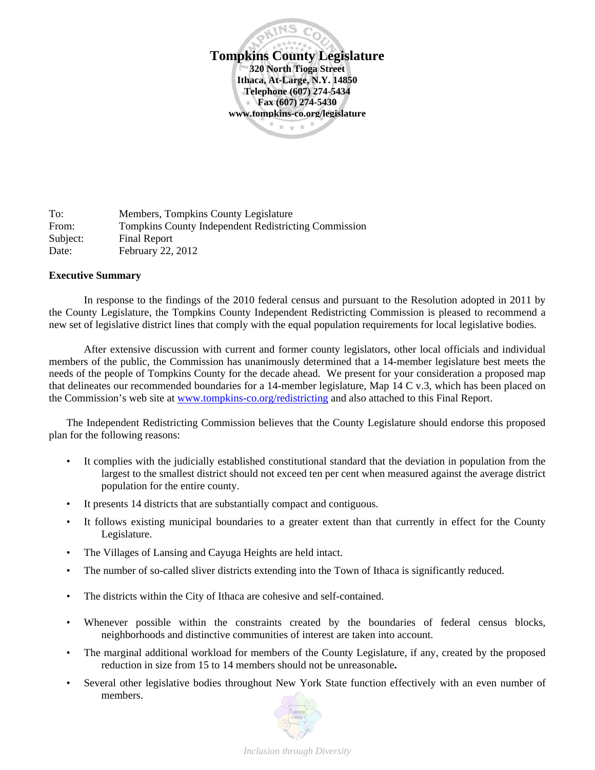**Tompkins County Legislature**
**320 North Tioga Street**
**Ithaca, At-Large, N.Y. 14850**
**Telephone (607) 274-5434**
**Fax (607) 274-5430**
**www.tompkins-co.org/legislature**

To: Members, Tompkins County Legislature
From: Tompkins County Independent Redistricting Commission
Subject: Final Report
Date: February 22, 2012

**Executive Summary**

In response to the findings of the 2010 federal census and pursuant to the Resolution adopted in 2011 by the County Legislature, the Tompkins County Independent Redistricting Commission is pleased to recommend a new set of legislative district lines that comply with the equal population requirements for local legislative bodies.

After extensive discussion with current and former county legislators, other local officials and individual members of the public, the Commission has unanimously determined that a 14-member legislature best meets the needs of the people of Tompkins County for the decade ahead. We present for your consideration a proposed map that delineates our recommended boundaries for a 14-member legislature, Map 14 C v.3, which has been placed on the Commission's web site at www.tompkins-co.org/redistricting and also attached to this Final Report.

The Independent Redistricting Commission believes that the County Legislature should endorse this proposed plan for the following reasons:

- It complies with the judicially established constitutional standard that the deviation in population from the largest to the smallest district should not exceed ten per cent when measured against the average district population for the entire county.
- It presents 14 districts that are substantially compact and contiguous.
- It follows existing municipal boundaries to a greater extent than that currently in effect for the County Legislature.
- The Villages of Lansing and Cayuga Heights are held intact.
- The number of so-called sliver districts extending into the Town of Ithaca is significantly reduced.
- The districts within the City of Ithaca are cohesive and self-contained.
- Whenever possible within the constraints created by the boundaries of federal census blocks, neighborhoods and distinctive communities of interest are taken into account.
- The marginal additional workload for members of the County Legislature, if any, created by the proposed reduction in size from 15 to 14 members should not be unreasonable**.**
- Several other legislative bodies throughout New York State function effectively with an even number of members.

*Inclusion through Diversity*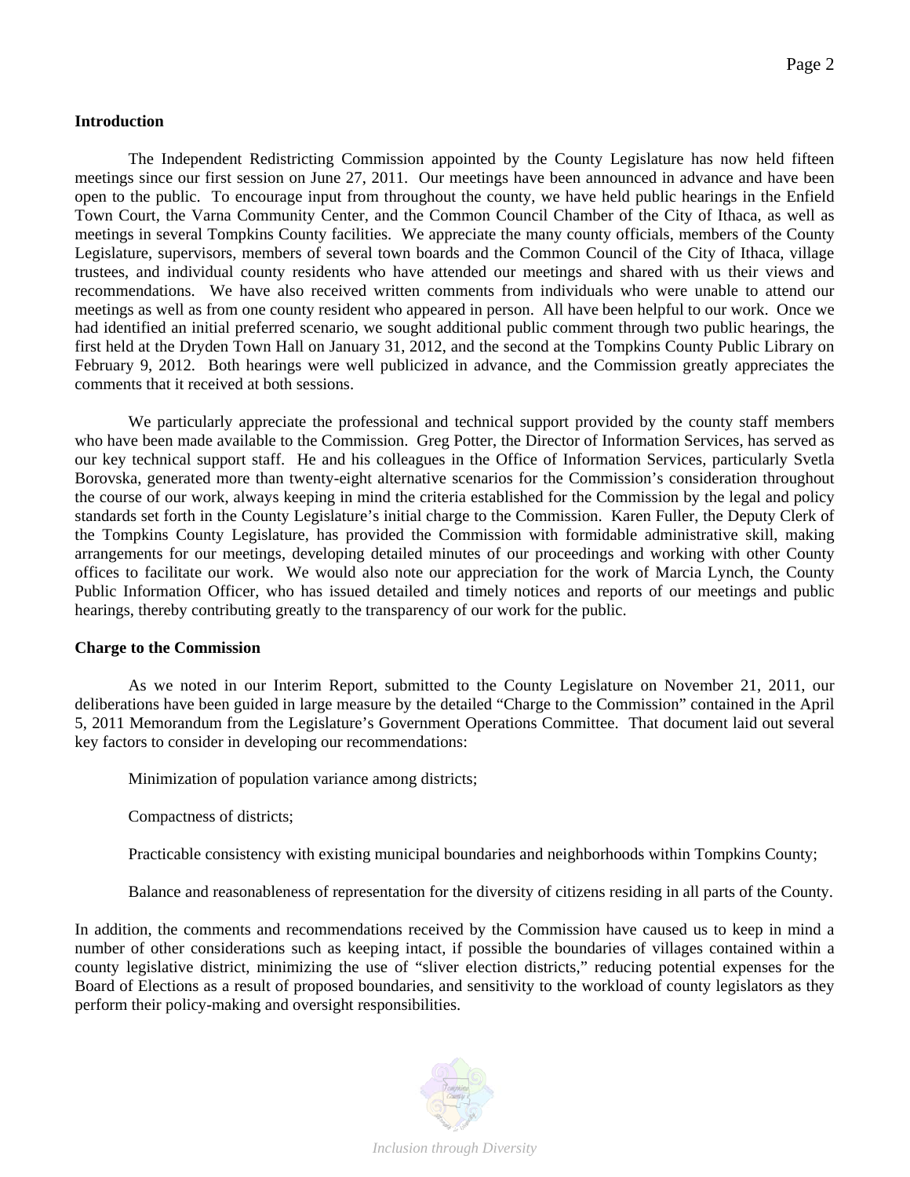**Introduction**

The Independent Redistricting Commission appointed by the County Legislature has now held fifteen meetings since our first session on June 27, 2011. Our meetings have been announced in advance and have been open to the public. To encourage input from throughout the county, we have held public hearings in the Enfield Town Court, the Varna Community Center, and the Common Council Chamber of the City of Ithaca, as well as meetings in several Tompkins County facilities. We appreciate the many county officials, members of the County Legislature, supervisors, members of several town boards and the Common Council of the City of Ithaca, village trustees, and individual county residents who have attended our meetings and shared with us their views and recommendations. We have also received written comments from individuals who were unable to attend our meetings as well as from one county resident who appeared in person. All have been helpful to our work. Once we had identified an initial preferred scenario, we sought additional public comment through two public hearings, the first held at the Dryden Town Hall on January 31, 2012, and the second at the Tompkins County Public Library on February 9, 2012. Both hearings were well publicized in advance, and the Commission greatly appreciates the comments that it received at both sessions.

We particularly appreciate the professional and technical support provided by the county staff members who have been made available to the Commission. Greg Potter, the Director of Information Services, has served as our key technical support staff. He and his colleagues in the Office of Information Services, particularly Svetla Borovska, generated more than twenty-eight alternative scenarios for the Commission's consideration throughout the course of our work, always keeping in mind the criteria established for the Commission by the legal and policy standards set forth in the County Legislature's initial charge to the Commission. Karen Fuller, the Deputy Clerk of the Tompkins County Legislature, has provided the Commission with formidable administrative skill, making arrangements for our meetings, developing detailed minutes of our proceedings and working with other County offices to facilitate our work. We would also note our appreciation for the work of Marcia Lynch, the County Public Information Officer, who has issued detailed and timely notices and reports of our meetings and public hearings, thereby contributing greatly to the transparency of our work for the public.

**Charge to the Commission**

As we noted in our Interim Report, submitted to the County Legislature on November 21, 2011, our deliberations have been guided in large measure by the detailed "Charge to the Commission" contained in the April 5, 2011 Memorandum from the Legislature's Government Operations Committee. That document laid out several key factors to consider in developing our recommendations:

Minimization of population variance among districts;

Compactness of districts;

Practicable consistency with existing municipal boundaries and neighborhoods within Tompkins County;

Balance and reasonableness of representation for the diversity of citizens residing in all parts of the County.

In addition, the comments and recommendations received by the Commission have caused us to keep in mind a number of other considerations such as keeping intact, if possible the boundaries of villages contained within a county legislative district, minimizing the use of "sliver election districts," reducing potential expenses for the Board of Elections as a result of proposed boundaries, and sensitivity to the workload of county legislators as they perform their policy-making and oversight responsibilities.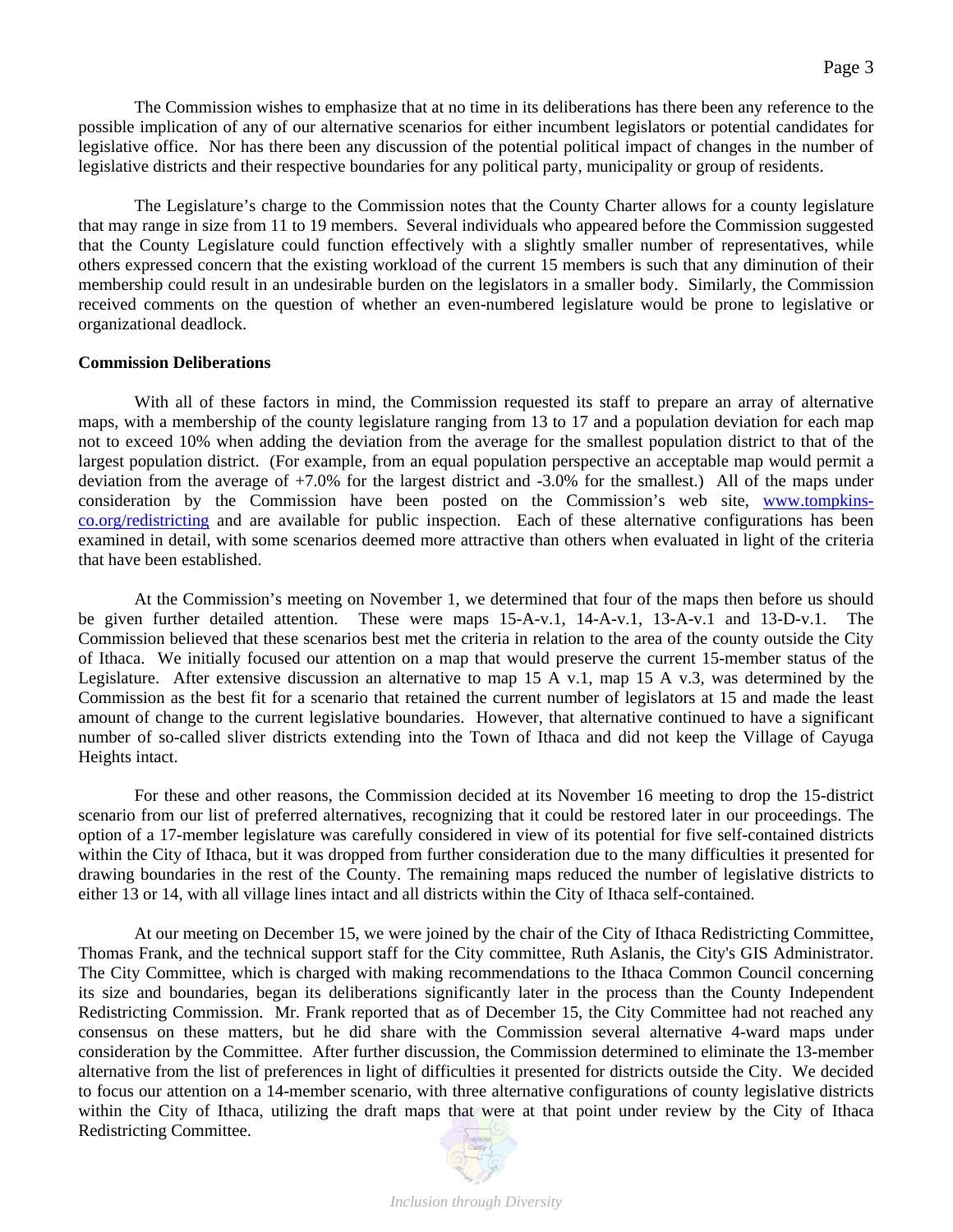The Commission wishes to emphasize that at no time in its deliberations has there been any reference to the possible implication of any of our alternative scenarios for either incumbent legislators or potential candidates for legislative office. Nor has there been any discussion of the potential political impact of changes in the number of legislative districts and their respective boundaries for any political party, municipality or group of residents.

The Legislature's charge to the Commission notes that the County Charter allows for a county legislature that may range in size from 11 to 19 members. Several individuals who appeared before the Commission suggested that the County Legislature could function effectively with a slightly smaller number of representatives, while others expressed concern that the existing workload of the current 15 members is such that any diminution of their membership could result in an undesirable burden on the legislators in a smaller body. Similarly, the Commission received comments on the question of whether an even-numbered legislature would be prone to legislative or organizational deadlock.

**Commission Deliberations**

With all of these factors in mind, the Commission requested its staff to prepare an array of alternative maps, with a membership of the county legislature ranging from 13 to 17 and a population deviation for each map not to exceed 10% when adding the deviation from the average for the smallest population district to that of the largest population district. (For example, from an equal population perspective an acceptable map would permit a deviation from the average of +7.0% for the largest district and -3.0% for the smallest.) All of the maps under consideration by the Commission have been posted on the Commission's web site, www.tompkins-co.org/redistricting and are available for public inspection. Each of these alternative configurations has been examined in detail, with some scenarios deemed more attractive than others when evaluated in light of the criteria that have been established.

At the Commission's meeting on November 1, we determined that four of the maps then before us should be given further detailed attention. These were maps 15-A-v.1, 14-A-v.1, 13-A-v.1 and 13-D-v.1. The Commission believed that these scenarios best met the criteria in relation to the area of the county outside the City of Ithaca. We initially focused our attention on a map that would preserve the current 15-member status of the Legislature. After extensive discussion an alternative to map 15 A v.1, map 15 A v.3, was determined by the Commission as the best fit for a scenario that retained the current number of legislators at 15 and made the least amount of change to the current legislative boundaries. However, that alternative continued to have a significant number of so-called sliver districts extending into the Town of Ithaca and did not keep the Village of Cayuga Heights intact.

For these and other reasons, the Commission decided at its November 16 meeting to drop the 15-district scenario from our list of preferred alternatives, recognizing that it could be restored later in our proceedings. The option of a 17-member legislature was carefully considered in view of its potential for five self-contained districts within the City of Ithaca, but it was dropped from further consideration due to the many difficulties it presented for drawing boundaries in the rest of the County. The remaining maps reduced the number of legislative districts to either 13 or 14, with all village lines intact and all districts within the City of Ithaca self-contained.

At our meeting on December 15, we were joined by the chair of the City of Ithaca Redistricting Committee, Thomas Frank, and the technical support staff for the City committee, Ruth Aslanis, the City's GIS Administrator. The City Committee, which is charged with making recommendations to the Ithaca Common Council concerning its size and boundaries, began its deliberations significantly later in the process than the County Independent Redistricting Commission. Mr. Frank reported that as of December 15, the City Committee had not reached any consensus on these matters, but he did share with the Commission several alternative 4-ward maps under consideration by the Committee. After further discussion, the Commission determined to eliminate the 13-member alternative from the list of preferences in light of difficulties it presented for districts outside the City. We decided to focus our attention on a 14-member scenario, with three alternative configurations of county legislative districts within the City of Ithaca, utilizing the draft maps that were at that point under review by the City of Ithaca Redistricting Committee.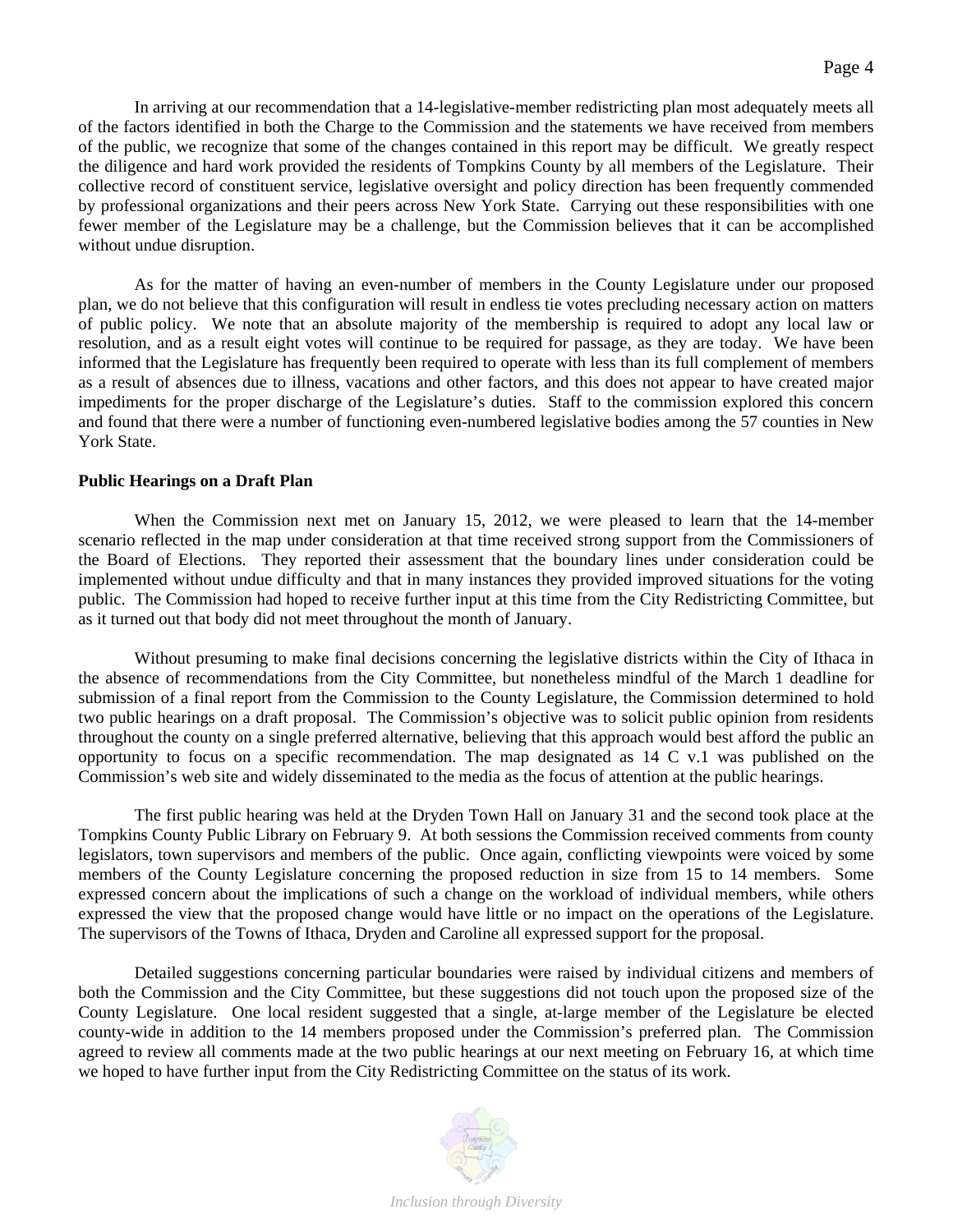In arriving at our recommendation that a 14-legislative-member redistricting plan most adequately meets all of the factors identified in both the Charge to the Commission and the statements we have received from members of the public, we recognize that some of the changes contained in this report may be difficult. We greatly respect the diligence and hard work provided the residents of Tompkins County by all members of the Legislature. Their collective record of constituent service, legislative oversight and policy direction has been frequently commended by professional organizations and their peers across New York State. Carrying out these responsibilities with one fewer member of the Legislature may be a challenge, but the Commission believes that it can be accomplished without undue disruption.

As for the matter of having an even-number of members in the County Legislature under our proposed plan, we do not believe that this configuration will result in endless tie votes precluding necessary action on matters of public policy. We note that an absolute majority of the membership is required to adopt any local law or resolution, and as a result eight votes will continue to be required for passage, as they are today. We have been informed that the Legislature has frequently been required to operate with less than its full complement of members as a result of absences due to illness, vacations and other factors, and this does not appear to have created major impediments for the proper discharge of the Legislature's duties. Staff to the commission explored this concern and found that there were a number of functioning even-numbered legislative bodies among the 57 counties in New York State.

**Public Hearings on a Draft Plan**

When the Commission next met on January 15, 2012, we were pleased to learn that the 14-member scenario reflected in the map under consideration at that time received strong support from the Commissioners of the Board of Elections. They reported their assessment that the boundary lines under consideration could be implemented without undue difficulty and that in many instances they provided improved situations for the voting public. The Commission had hoped to receive further input at this time from the City Redistricting Committee, but as it turned out that body did not meet throughout the month of January.

Without presuming to make final decisions concerning the legislative districts within the City of Ithaca in the absence of recommendations from the City Committee, but nonetheless mindful of the March 1 deadline for submission of a final report from the Commission to the County Legislature, the Commission determined to hold two public hearings on a draft proposal. The Commission's objective was to solicit public opinion from residents throughout the county on a single preferred alternative, believing that this approach would best afford the public an opportunity to focus on a specific recommendation. The map designated as 14 C v.1 was published on the Commission's web site and widely disseminated to the media as the focus of attention at the public hearings.

The first public hearing was held at the Dryden Town Hall on January 31 and the second took place at the Tompkins County Public Library on February 9. At both sessions the Commission received comments from county legislators, town supervisors and members of the public. Once again, conflicting viewpoints were voiced by some members of the County Legislature concerning the proposed reduction in size from 15 to 14 members. Some expressed concern about the implications of such a change on the workload of individual members, while others expressed the view that the proposed change would have little or no impact on the operations of the Legislature. The supervisors of the Towns of Ithaca, Dryden and Caroline all expressed support for the proposal.

Detailed suggestions concerning particular boundaries were raised by individual citizens and members of both the Commission and the City Committee, but these suggestions did not touch upon the proposed size of the County Legislature. One local resident suggested that a single, at-large member of the Legislature be elected county-wide in addition to the 14 members proposed under the Commission's preferred plan. The Commission agreed to review all comments made at the two public hearings at our next meeting on February 16, at which time we hoped to have further input from the City Redistricting Committee on the status of its work.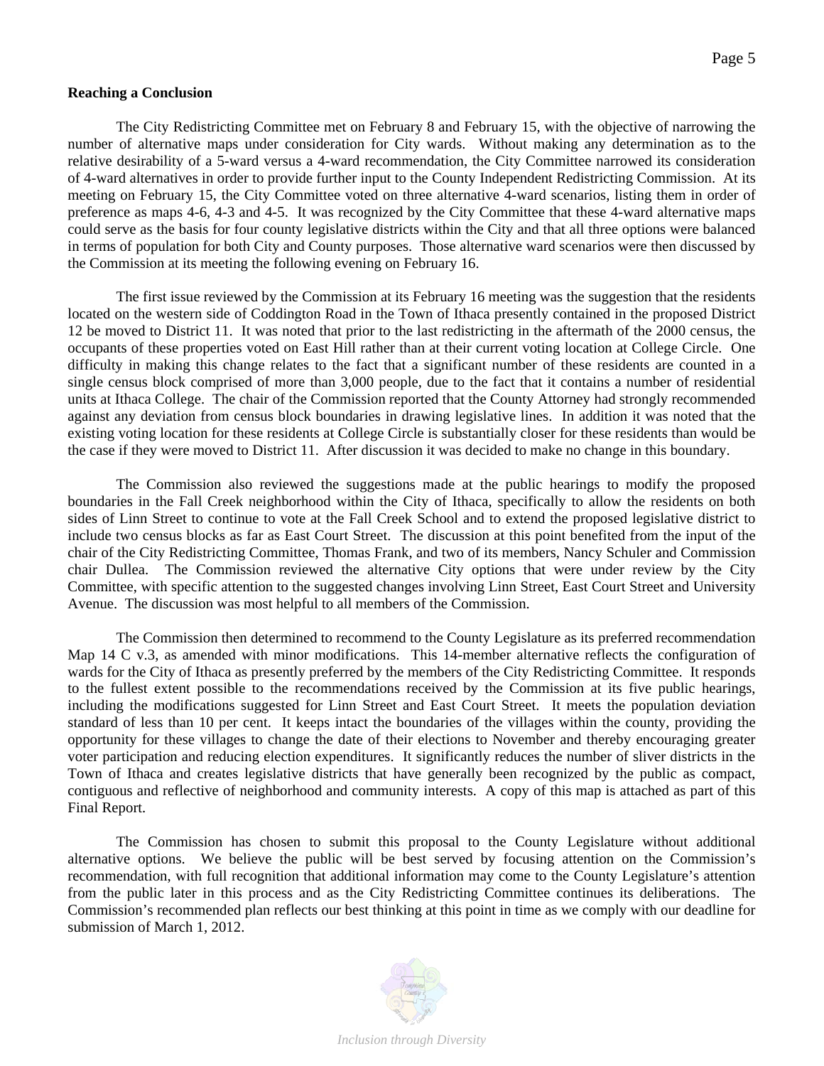**Reaching a Conclusion**

The City Redistricting Committee met on February 8 and February 15, with the objective of narrowing the number of alternative maps under consideration for City wards. Without making any determination as to the relative desirability of a 5-ward versus a 4-ward recommendation, the City Committee narrowed its consideration of 4-ward alternatives in order to provide further input to the County Independent Redistricting Commission. At its meeting on February 15, the City Committee voted on three alternative 4-ward scenarios, listing them in order of preference as maps 4-6, 4-3 and 4-5. It was recognized by the City Committee that these 4-ward alternative maps could serve as the basis for four county legislative districts within the City and that all three options were balanced in terms of population for both City and County purposes. Those alternative ward scenarios were then discussed by the Commission at its meeting the following evening on February 16.

The first issue reviewed by the Commission at its February 16 meeting was the suggestion that the residents located on the western side of Coddington Road in the Town of Ithaca presently contained in the proposed District 12 be moved to District 11. It was noted that prior to the last redistricting in the aftermath of the 2000 census, the occupants of these properties voted on East Hill rather than at their current voting location at College Circle. One difficulty in making this change relates to the fact that a significant number of these residents are counted in a single census block comprised of more than 3,000 people, due to the fact that it contains a number of residential units at Ithaca College. The chair of the Commission reported that the County Attorney had strongly recommended against any deviation from census block boundaries in drawing legislative lines. In addition it was noted that the existing voting location for these residents at College Circle is substantially closer for these residents than would be the case if they were moved to District 11. After discussion it was decided to make no change in this boundary.

The Commission also reviewed the suggestions made at the public hearings to modify the proposed boundaries in the Fall Creek neighborhood within the City of Ithaca, specifically to allow the residents on both sides of Linn Street to continue to vote at the Fall Creek School and to extend the proposed legislative district to include two census blocks as far as East Court Street. The discussion at this point benefited from the input of the chair of the City Redistricting Committee, Thomas Frank, and two of its members, Nancy Schuler and Commission chair Dullea. The Commission reviewed the alternative City options that were under review by the City Committee, with specific attention to the suggested changes involving Linn Street, East Court Street and University Avenue. The discussion was most helpful to all members of the Commission.

The Commission then determined to recommend to the County Legislature as its preferred recommendation Map 14 C v.3, as amended with minor modifications. This 14-member alternative reflects the configuration of wards for the City of Ithaca as presently preferred by the members of the City Redistricting Committee. It responds to the fullest extent possible to the recommendations received by the Commission at its five public hearings, including the modifications suggested for Linn Street and East Court Street. It meets the population deviation standard of less than 10 per cent. It keeps intact the boundaries of the villages within the county, providing the opportunity for these villages to change the date of their elections to November and thereby encouraging greater voter participation and reducing election expenditures. It significantly reduces the number of sliver districts in the Town of Ithaca and creates legislative districts that have generally been recognized by the public as compact, contiguous and reflective of neighborhood and community interests. A copy of this map is attached as part of this Final Report.

The Commission has chosen to submit this proposal to the County Legislature without additional alternative options. We believe the public will be best served by focusing attention on the Commission's recommendation, with full recognition that additional information may come to the County Legislature's attention from the public later in this process and as the City Redistricting Committee continues its deliberations. The Commission's recommended plan reflects our best thinking at this point in time as we comply with our deadline for submission of March 1, 2012.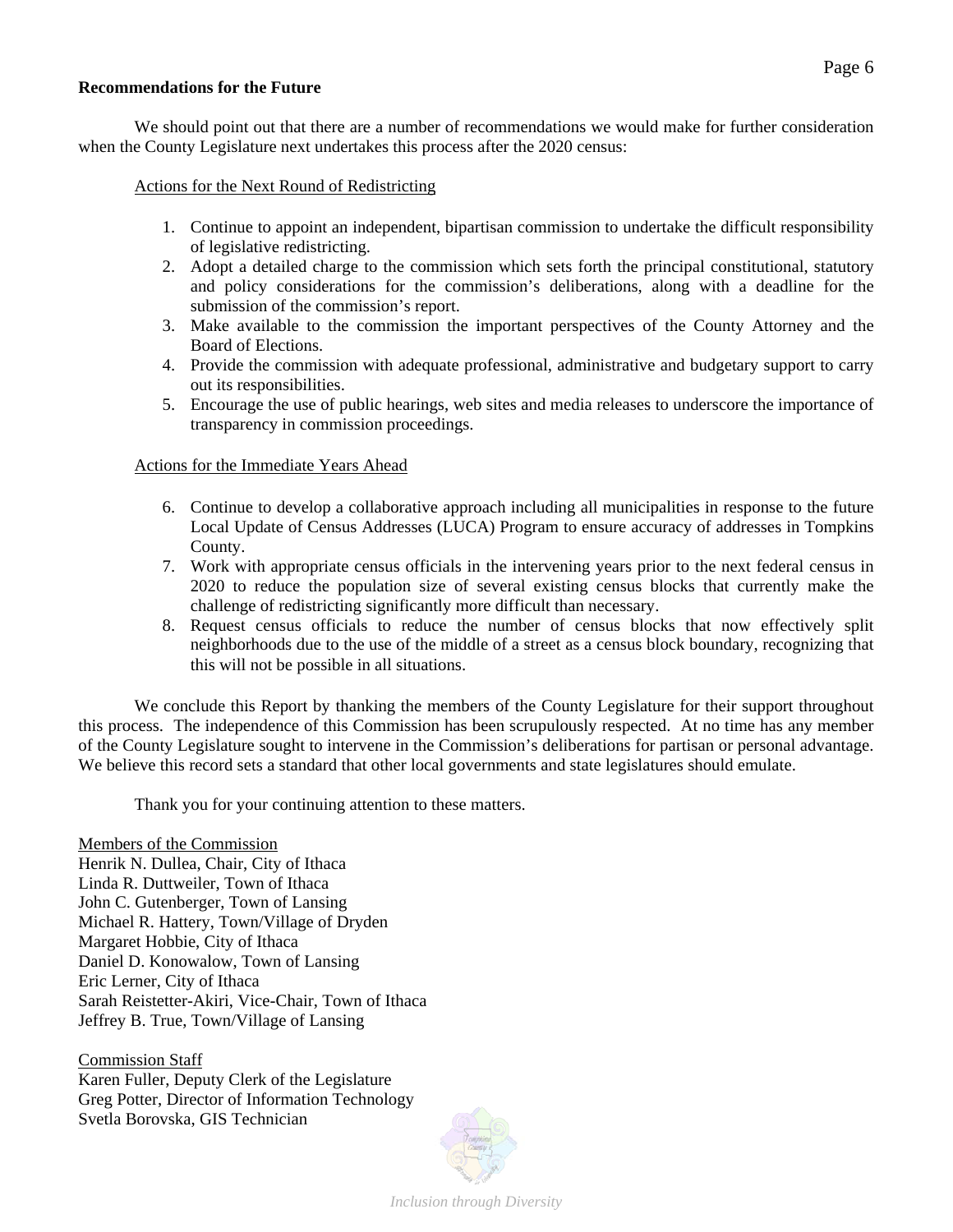**Recommendations for the Future**

We should point out that there are a number of recommendations we would make for further consideration when the County Legislature next undertakes this process after the 2020 census:

Actions for the Next Round of Redistricting

1. Continue to appoint an independent, bipartisan commission to undertake the difficult responsibility of legislative redistricting.
2. Adopt a detailed charge to the commission which sets forth the principal constitutional, statutory and policy considerations for the commission's deliberations, along with a deadline for the submission of the commission's report.
3. Make available to the commission the important perspectives of the County Attorney and the Board of Elections.
4. Provide the commission with adequate professional, administrative and budgetary support to carry out its responsibilities.
5. Encourage the use of public hearings, web sites and media releases to underscore the importance of transparency in commission proceedings.

Actions for the Immediate Years Ahead

6. Continue to develop a collaborative approach including all municipalities in response to the future Local Update of Census Addresses (LUCA) Program to ensure accuracy of addresses in Tompkins County.
7. Work with appropriate census officials in the intervening years prior to the next federal census in 2020 to reduce the population size of several existing census blocks that currently make the challenge of redistricting significantly more difficult than necessary.
8. Request census officials to reduce the number of census blocks that now effectively split neighborhoods due to the use of the middle of a street as a census block boundary, recognizing that this will not be possible in all situations.

We conclude this Report by thanking the members of the County Legislature for their support throughout this process. The independence of this Commission has been scrupulously respected. At no time has any member of the County Legislature sought to intervene in the Commission's deliberations for partisan or personal advantage. We believe this record sets a standard that other local governments and state legislatures should emulate.

Thank you for your continuing attention to these matters.

Members of the Commission
Henrik N. Dullea, Chair, City of Ithaca
Linda R. Duttweiler, Town of Ithaca
John C. Gutenberger, Town of Lansing
Michael R. Hattery, Town/Village of Dryden
Margaret Hobbie, City of Ithaca
Daniel D. Konowalow, Town of Lansing
Eric Lerner, City of Ithaca
Sarah Reistetter-Akiri, Vice-Chair, Town of Ithaca
Jeffrey B. True, Town/Village of Lansing

Commission Staff
Karen Fuller, Deputy Clerk of the Legislature
Greg Potter, Director of Information Technology
Svetla Borovska, GIS Technician

*Inclusion through Diversity*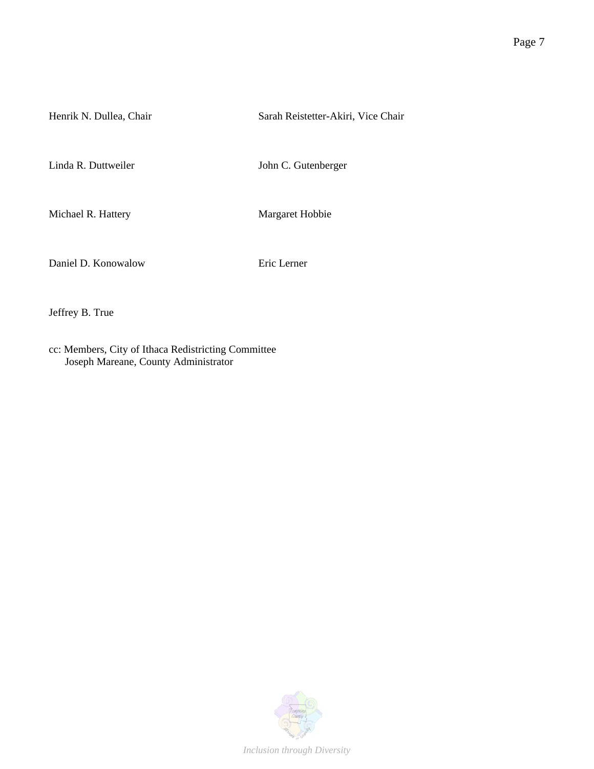Henrik N. Dullea, Chair

Sarah Reistetter-Akiri, Vice Chair

Linda R. Duttweiler

John C. Gutenberger

Michael R. Hattery

Margaret Hobbie

Daniel D. Konowalow

Eric Lerner

Jeffrey B. True

cc: Members, City of Ithaca Redistricting Committee
Joseph Mareane, County Administrator

*Inclusion through Diversity*